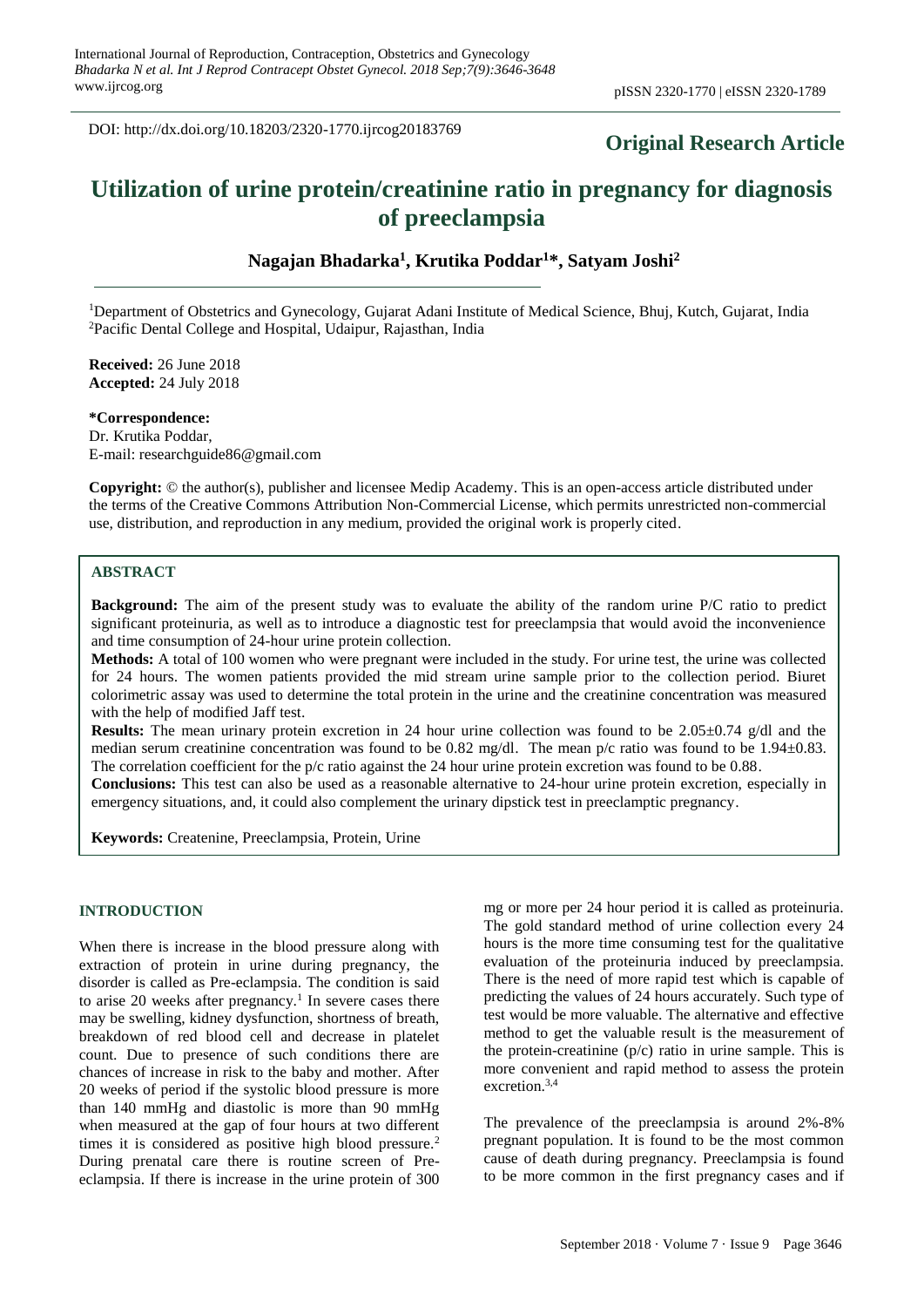DOI: http://dx.doi.org/10.18203/2320-1770.ijrcog20183769

**Original Research Article**

# Utilization of urine protein/creatinine ratio in pregnancy for diagnosis of preeclampsia

**Nagajan Bhadarka[1], Krutika Poddar[1]*, Satyam Joshi[2]**

[1]Department of Obstetrics and Gynecology, Gujarat Adani Institute of Medical Science, Bhuj, Kutch, Gujarat, India
[2]Pacific Dental College and Hospital, Udaipur, Rajasthan, India

**Received:** 26 June 2018
**Accepted:** 24 July 2018

**\*Correspondence:**
Dr. Krutika Poddar,
E-mail: researchguide86@gmail.com

**Copyright:** © the author(s), publisher and licensee Medip Academy. This is an open-access article distributed under the terms of the Creative Commons Attribution Non-Commercial License, which permits unrestricted non-commercial use, distribution, and reproduction in any medium, provided the original work is properly cited.

## ABSTRACT

**Background:** The aim of the present study was to evaluate the ability of the random urine P/C ratio to predict significant proteinuria, as well as to introduce a diagnostic test for preeclampsia that would avoid the inconvenience and time consumption of 24-hour urine protein collection.

**Methods:** A total of 100 women who were pregnant were included in the study. For urine test, the urine was collected for 24 hours. The women patients provided the mid stream urine sample prior to the collection period. Biuret colorimetric assay was used to determine the total protein in the urine and the creatinine concentration was measured with the help of modified Jaff test.

**Results:** The mean urinary protein excretion in 24 hour urine collection was found to be 2.05±0.74 g/dl and the median serum creatinine concentration was found to be 0.82 mg/dl. The mean p/c ratio was found to be 1.94±0.83. The correlation coefficient for the p/c ratio against the 24 hour urine protein excretion was found to be 0.88.

**Conclusions:** This test can also be used as a reasonable alternative to 24-hour urine protein excretion, especially in emergency situations, and, it could also complement the urinary dipstick test in preeclamptic pregnancy.

**Keywords:** Createnine, Preeclampsia, Protein, Urine

## INTRODUCTION

When there is increase in the blood pressure along with extraction of protein in urine during pregnancy, the disorder is called as Pre-eclampsia. The condition is said to arise 20 weeks after pregnancy.[1] In severe cases there may be swelling, kidney dysfunction, shortness of breath, breakdown of red blood cell and decrease in platelet count. Due to presence of such conditions there are chances of increase in risk to the baby and mother. After 20 weeks of period if the systolic blood pressure is more than 140 mmHg and diastolic is more than 90 mmHg when measured at the gap of four hours at two different times it is considered as positive high blood pressure.[2] During prenatal care there is routine screen of Pre-eclampsia. If there is increase in the urine protein of 300 mg or more per 24 hour period it is called as proteinuria. The gold standard method of urine collection every 24 hours is the more time consuming test for the qualitative evaluation of the proteinuria induced by preeclampsia. There is the need of more rapid test which is capable of predicting the values of 24 hours accurately. Such type of test would be more valuable. The alternative and effective method to get the valuable result is the measurement of the protein-creatinine (p/c) ratio in urine sample. This is more convenient and rapid method to assess the protein excretion.[3,4]

The prevalence of the preeclampsia is around 2%-8% pregnant population. It is found to be the most common cause of death during pregnancy. Preeclampsia is found to be more common in the first pregnancy cases and if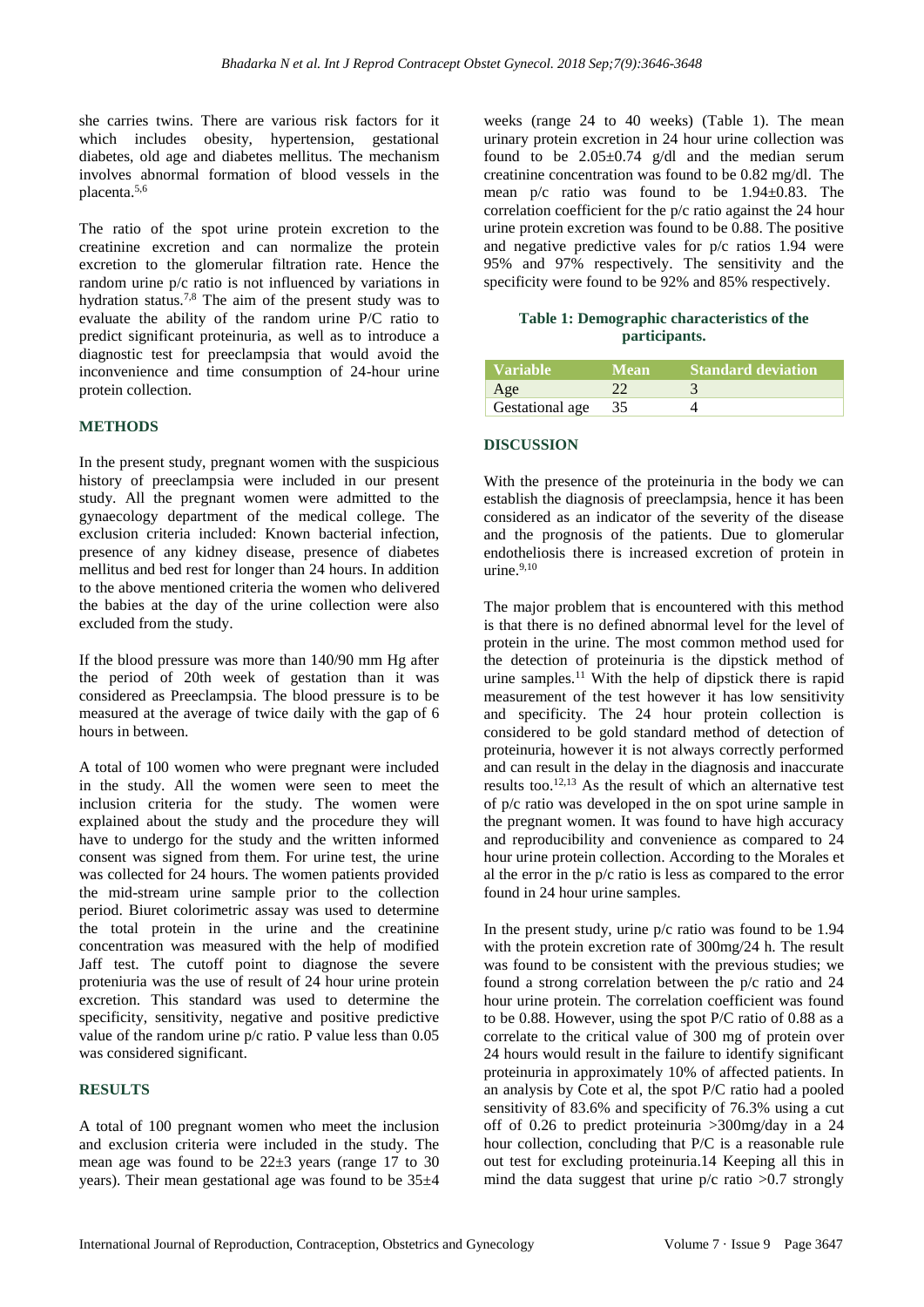she carries twins. There are various risk factors for it which includes obesity, hypertension, gestational diabetes, old age and diabetes mellitus. The mechanism involves abnormal formation of blood vessels in the placenta.[5,6]

The ratio of the spot urine protein excretion to the creatinine excretion and can normalize the protein excretion to the glomerular filtration rate. Hence the random urine p/c ratio is not influenced by variations in hydration status.[7,8] The aim of the present study was to evaluate the ability of the random urine P/C ratio to predict significant proteinuria, as well as to introduce a diagnostic test for preeclampsia that would avoid the inconvenience and time consumption of 24-hour urine protein collection.

## METHODS

In the present study, pregnant women with the suspicious history of preeclampsia were included in our present study. All the pregnant women were admitted to the gynaecology department of the medical college. The exclusion criteria included: Known bacterial infection, presence of any kidney disease, presence of diabetes mellitus and bed rest for longer than 24 hours. In addition to the above mentioned criteria the women who delivered the babies at the day of the urine collection were also excluded from the study.

If the blood pressure was more than 140/90 mm Hg after the period of 20th week of gestation than it was considered as Preeclampsia. The blood pressure is to be measured at the average of twice daily with the gap of 6 hours in between.

A total of 100 women who were pregnant were included in the study. All the women were seen to meet the inclusion criteria for the study. The women were explained about the study and the procedure they will have to undergo for the study and the written informed consent was signed from them. For urine test, the urine was collected for 24 hours. The women patients provided the mid-stream urine sample prior to the collection period. Biuret colorimetric assay was used to determine the total protein in the urine and the creatinine concentration was measured with the help of modified Jaff test. The cutoff point to diagnose the severe proteniuria was the use of result of 24 hour urine protein excretion. This standard was used to determine the specificity, sensitivity, negative and positive predictive value of the random urine p/c ratio. P value less than 0.05 was considered significant.

## RESULTS

A total of 100 pregnant women who meet the inclusion and exclusion criteria were included in the study. The mean age was found to be 22±3 years (range 17 to 30 years). Their mean gestational age was found to be 35±4 weeks (range 24 to 40 weeks) (Table 1). The mean urinary protein excretion in 24 hour urine collection was found to be 2.05±0.74 g/dl and the median serum creatinine concentration was found to be 0.82 mg/dl. The mean p/c ratio was found to be 1.94±0.83. The correlation coefficient for the p/c ratio against the 24 hour urine protein excretion was found to be 0.88. The positive and negative predictive vales for p/c ratios 1.94 were 95% and 97% respectively. The sensitivity and the specificity were found to be 92% and 85% respectively.

**Table 1: Demographic characteristics of the participants.**

| Variable | Mean | Standard deviation |
|---|---|---|
| Age | 22 | 3 |
| Gestational age | 35 | 4 |

## DISCUSSION

With the presence of the proteinuria in the body we can establish the diagnosis of preeclampsia, hence it has been considered as an indicator of the severity of the disease and the prognosis of the patients. Due to glomerular endotheliosis there is increased excretion of protein in urine.[9,10]

The major problem that is encountered with this method is that there is no defined abnormal level for the level of protein in the urine. The most common method used for the detection of proteinuria is the dipstick method of urine samples.[11] With the help of dipstick there is rapid measurement of the test however it has low sensitivity and specificity. The 24 hour protein collection is considered to be gold standard method of detection of proteinuria, however it is not always correctly performed and can result in the delay in the diagnosis and inaccurate results too.[12,13] As the result of which an alternative test of p/c ratio was developed in the on spot urine sample in the pregnant women. It was found to have high accuracy and reproducibility and convenience as compared to 24 hour urine protein collection. According to the Morales et al the error in the p/c ratio is less as compared to the error found in 24 hour urine samples.

In the present study, urine p/c ratio was found to be 1.94 with the protein excretion rate of 300mg/24 h. The result was found to be consistent with the previous studies; we found a strong correlation between the p/c ratio and 24 hour urine protein. The correlation coefficient was found to be 0.88. However, using the spot P/C ratio of 0.88 as a correlate to the critical value of 300 mg of protein over 24 hours would result in the failure to identify significant proteinuria in approximately 10% of affected patients. In an analysis by Cote et al, the spot P/C ratio had a pooled sensitivity of 83.6% and specificity of 76.3% using a cut off of 0.26 to predict proteinuria >300mg/day in a 24 hour collection, concluding that P/C is a reasonable rule out test for excluding proteinuria.14 Keeping all this in mind the data suggest that urine p/c ratio >0.7 strongly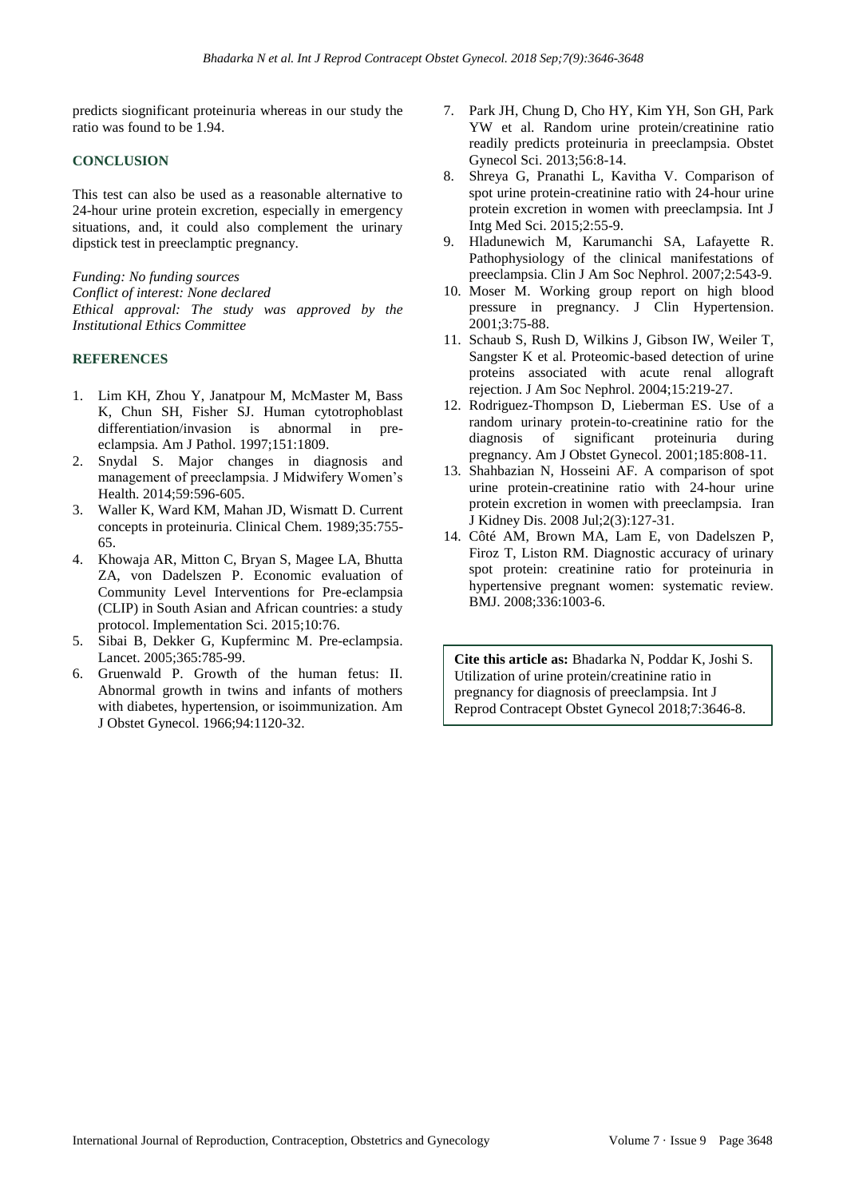predicts siognificant proteinuria whereas in our study the ratio was found to be 1.94.

## CONCLUSION

This test can also be used as a reasonable alternative to 24-hour urine protein excretion, especially in emergency situations, and, it could also complement the urinary dipstick test in preeclamptic pregnancy.

*Funding: No funding sources*
*Conflict of interest: None declared*
*Ethical approval: The study was approved by the Institutional Ethics Committee*

## REFERENCES

1. Lim KH, Zhou Y, Janatpour M, McMaster M, Bass K, Chun SH, Fisher SJ. Human cytotrophoblast differentiation/invasion is abnormal in pre-eclampsia. Am J Pathol. 1997;151:1809.
2. Snydal S. Major changes in diagnosis and management of preeclampsia. J Midwifery Women's Health. 2014;59:596-605.
3. Waller K, Ward KM, Mahan JD, Wismatt D. Current concepts in proteinuria. Clinical Chem. 1989;35:755-65.
4. Khowaja AR, Mitton C, Bryan S, Magee LA, Bhutta ZA, von Dadelszen P. Economic evaluation of Community Level Interventions for Pre-eclampsia (CLIP) in South Asian and African countries: a study protocol. Implementation Sci. 2015;10:76.
5. Sibai B, Dekker G, Kupferminc M. Pre-eclampsia. Lancet. 2005;365:785-99.
6. Gruenwald P. Growth of the human fetus: II. Abnormal growth in twins and infants of mothers with diabetes, hypertension, or isoimmunization. Am J Obstet Gynecol. 1966;94:1120-32.
7. Park JH, Chung D, Cho HY, Kim YH, Son GH, Park YW et al. Random urine protein/creatinine ratio readily predicts proteinuria in preeclampsia. Obstet Gynecol Sci. 2013;56:8-14.
8. Shreya G, Pranathi L, Kavitha V. Comparison of spot urine protein-creatinine ratio with 24-hour urine protein excretion in women with preeclampsia. Int J Intg Med Sci. 2015;2:55-9.
9. Hladunewich M, Karumanchi SA, Lafayette R. Pathophysiology of the clinical manifestations of preeclampsia. Clin J Am Soc Nephrol. 2007;2:543-9.
10. Moser M. Working group report on high blood pressure in pregnancy. J Clin Hypertension. 2001;3:75-88.
11. Schaub S, Rush D, Wilkins J, Gibson IW, Weiler T, Sangster K et al. Proteomic-based detection of urine proteins associated with acute renal allograft rejection. J Am Soc Nephrol. 2004;15:219-27.
12. Rodriguez-Thompson D, Lieberman ES. Use of a random urinary protein-to-creatinine ratio for the diagnosis of significant proteinuria during pregnancy. Am J Obstet Gynecol. 2001;185:808-11.
13. Shahbazian N, Hosseini AF. A comparison of spot urine protein-creatinine ratio with 24-hour urine protein excretion in women with preeclampsia. Iran J Kidney Dis. 2008 Jul;2(3):127-31.
14. Côté AM, Brown MA, Lam E, von Dadelszen P, Firoz T, Liston RM. Diagnostic accuracy of urinary spot protein: creatinine ratio for proteinuria in hypertensive pregnant women: systematic review. BMJ. 2008;336:1003-6.

**Cite this article as:** Bhadarka N, Poddar K, Joshi S. Utilization of urine protein/creatinine ratio in pregnancy for diagnosis of preeclampsia. Int J Reprod Contracept Obstet Gynecol 2018;7:3646-8.